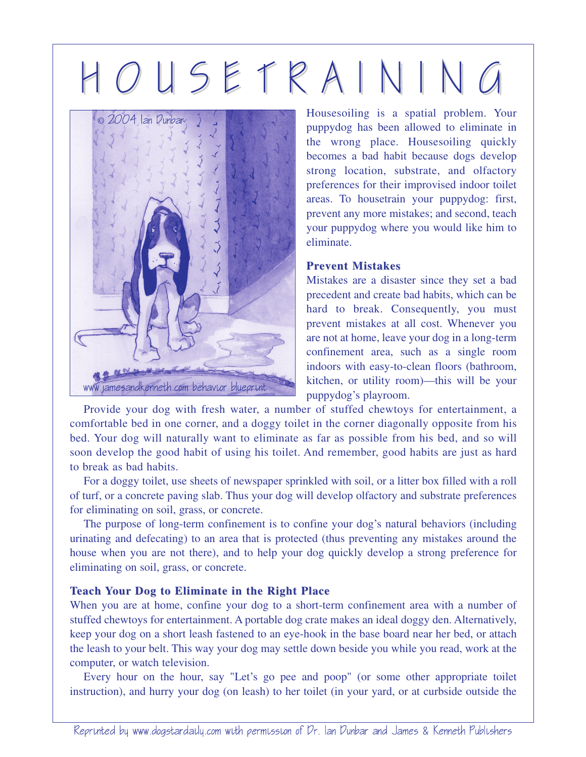# HOUSETRAINING

Housesoiling is a spatial problem. Your puppydog has been allowed to eliminate in the wrong place. Housesoiling quickly becomes a bad habit because dogs develop strong location, substrate, and olfactory preferences for their improvised indoor toilet areas. To housetrain your puppydog: first, prevent any more mistakes; and second, teach your puppydog where you would like him to eliminate.

### Prevent Mistakes

Mistakes are a disaster since they set a bad precedent and create bad habits, which can be hard to break. Consequently, you must prevent mistakes at all cost. Whenever you are not at home, leave your dog in a long-term confinement area, such as a single room indoors with easy-to-clean floors (bathroom, kitchen, or utility room)—this will be your puppydog's playroom.

Provide your dog with fresh water, a number of stuffed chewtoys for entertainment, a comfortable bed in one corner, and a doggy toilet in the corner diagonally opposite from his bed. Your dog will naturally want to eliminate as far as possible from his bed, and so will soon develop the good habit of using his toilet. And remember, good habits are just as hard to break as bad habits.

For a doggy toilet, use sheets of newspaper sprinkled with soil, or a litter box filled with a roll of turf, or a concrete paving slab. Thus your dog will develop olfactory and substrate preferences for eliminating on soil, grass, or concrete.

The purpose of long-term confinement is to confine your dog's natural behaviors (including urinating and defecating) to an area that is protected (thus preventing any mistakes around the house when you are not there), and to help your dog quickly develop a strong preference for eliminating on soil, grass, or concrete.

### Teach Your Dog to Eliminate in the Right Place

When you are at home, confine your dog to a short-term confinement area with a number of stuffed chewtoys for entertainment. A portable dog crate makes an ideal doggy den. Alternatively, keep your dog on a short leash fastened to an eye-hook in the base board near her bed, or attach the leash to your belt. This way your dog may settle down beside you while you read, work at the computer, or watch television.

Every hour on the hour, say "Let's go pee and poop" (or some other appropriate toilet instruction), and hurry your dog (on leash) to her toilet (in your yard, or at curbside outside the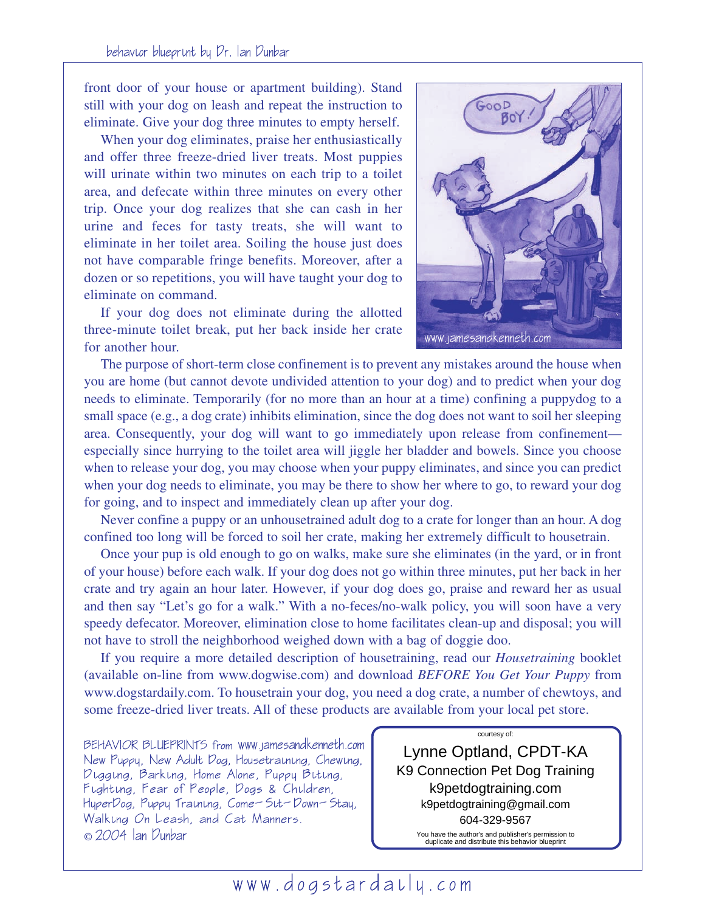front door of your house or apartment building). Stand still with your dog on leash and repeat the instruction to eliminate. Give your dog three minutes to empty herself.

When your dog eliminates, praise her enthusiastically and offer three freeze-dried liver treats. Most puppies will urinate within two minutes on each trip to a toilet area, and defecate within three minutes on every other trip. Once your dog realizes that she can cash in her urine and feces for tasty treats, she will want to eliminate in her toilet area. Soiling the house just does not have comparable fringe benefits. Moreover, after a dozen or so repetitions, you will have taught your dog to eliminate on command.

If your dog does not eliminate during the allotted three-minute toilet break, put her back inside her crate for another hour.

The purpose of short-term close confinement is to prevent any mistakes around the house when you are home (but cannot devote undivided attention to your dog) and to predict when your dog needs to eliminate. Temporarily (for no more than an hour at a time) confining a puppydog to a small space (e.g., a dog crate) inhibits elimination, since the dog does not want to soil her sleeping area. Consequently, your dog will want to go immediately upon release from confinement—especially since hurrying to the toilet area will jiggle her bladder and bowels. Since you choose when to release your dog, you may choose when your puppy eliminates, and since you can predict when your dog needs to eliminate, you may be there to show her where to go, to reward your dog for going, and to inspect and immediately clean up after your dog.

Never confine a puppy or an unhousetrained adult dog to a crate for longer than an hour. A dog confined too long will be forced to soil her crate, making her extremely difficult to housetrain.

Once your pup is old enough to go on walks, make sure she eliminates (in the yard, or in front of your house) before each walk. If your dog does not go within three minutes, put her back in her crate and try again an hour later. However, if your dog does go, praise and reward her as usual and then say “Let’s go for a walk.” With a no-feces/no-walk policy, you will soon have a very speedy defecator. Moreover, elimination close to home facilitates clean-up and disposal; you will not have to stroll the neighborhood weighed down with a bag of doggie doo.

If you require a more detailed description of housetraining, read our *Housetraining* booklet (available on-line from www.dogwise.com) and download *BEFORE You Get Your Puppy* from www.dogstardaily.com. To housetrain your dog, you need a dog crate, a number of chewtoys, and some freeze-dried liver treats. All of these products are available from your local pet store.

BEHAVIOR BLUEPRINTS from www.jamesandkenneth.com
New Puppy, New Adult Dog, Housetraining, Chewing, Digging, Barking, Home Alone, Puppy Biting, Fighting, Fear of People, Dogs & Children, HyperDog, Puppy Training, Come-Sit-Down-Stay, Walking On Leash, and Cat Manners.
© 2004 Ian Dunbar

courtesy of:

Lynne Optland, CPDT-KA
K9 Connection Pet Dog Training
k9petdogtraining.com
k9petdogtraining@gmail.com
604-329-9567

You have the author's and publisher's permission to duplicate and distribute this behavior blueprint